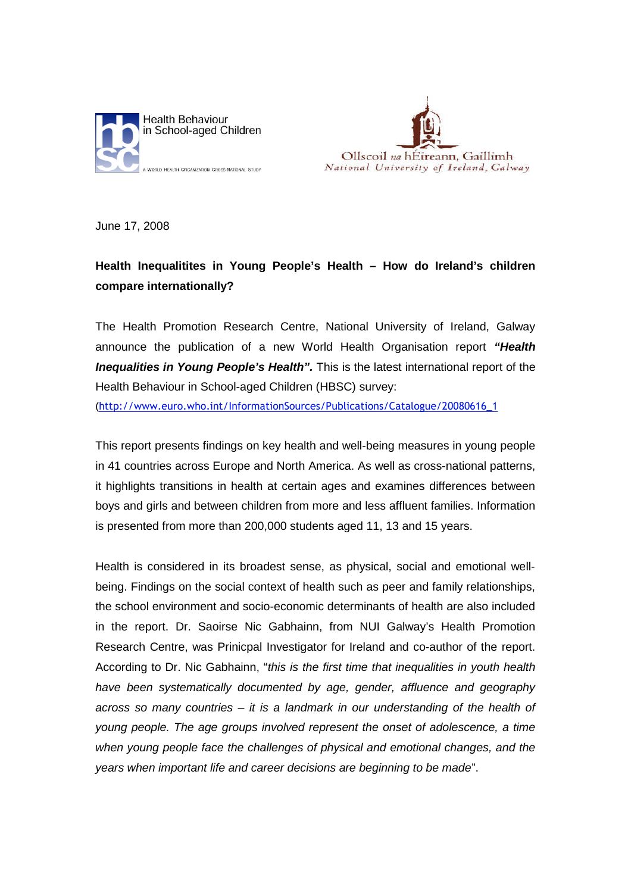Health Behaviour in School-aged Children

A WORLD HEALTH ORGANIZATION CROSS-NATIONAL STUDY

Ollscoil na hÉireann, Gaillimh
National University of Ireland, Galway

June 17, 2008

**Health Inequalitites in Young People's Health – How do Ireland's children compare internationally?**

The Health Promotion Research Centre, National University of Ireland, Galway announce the publication of a new World Health Organisation report ***"Health Inequalities in Young People's Health".*** This is the latest international report of the Health Behaviour in School-aged Children (HBSC) survey:
(http://www.euro.who.int/InformationSources/Publications/Catalogue/20080616_1

This report presents findings on key health and well-being measures in young people in 41 countries across Europe and North America. As well as cross-national patterns, it highlights transitions in health at certain ages and examines differences between boys and girls and between children from more and less affluent families. Information is presented from more than 200,000 students aged 11, 13 and 15 years.

Health is considered in its broadest sense, as physical, social and emotional well-being. Findings on the social context of health such as peer and family relationships, the school environment and socio-economic determinants of health are also included in the report. Dr. Saoirse Nic Gabhainn, from NUI Galway's Health Promotion Research Centre, was Prinicpal Investigator for Ireland and co-author of the report. According to Dr. Nic Gabhainn, "*this is the first time that inequalities in youth health have been systematically documented by age, gender, affluence and geography across so many countries – it is a landmark in our understanding of the health of young people. The age groups involved represent the onset of adolescence, a time when young people face the challenges of physical and emotional changes, and the years when important life and career decisions are beginning to be made*".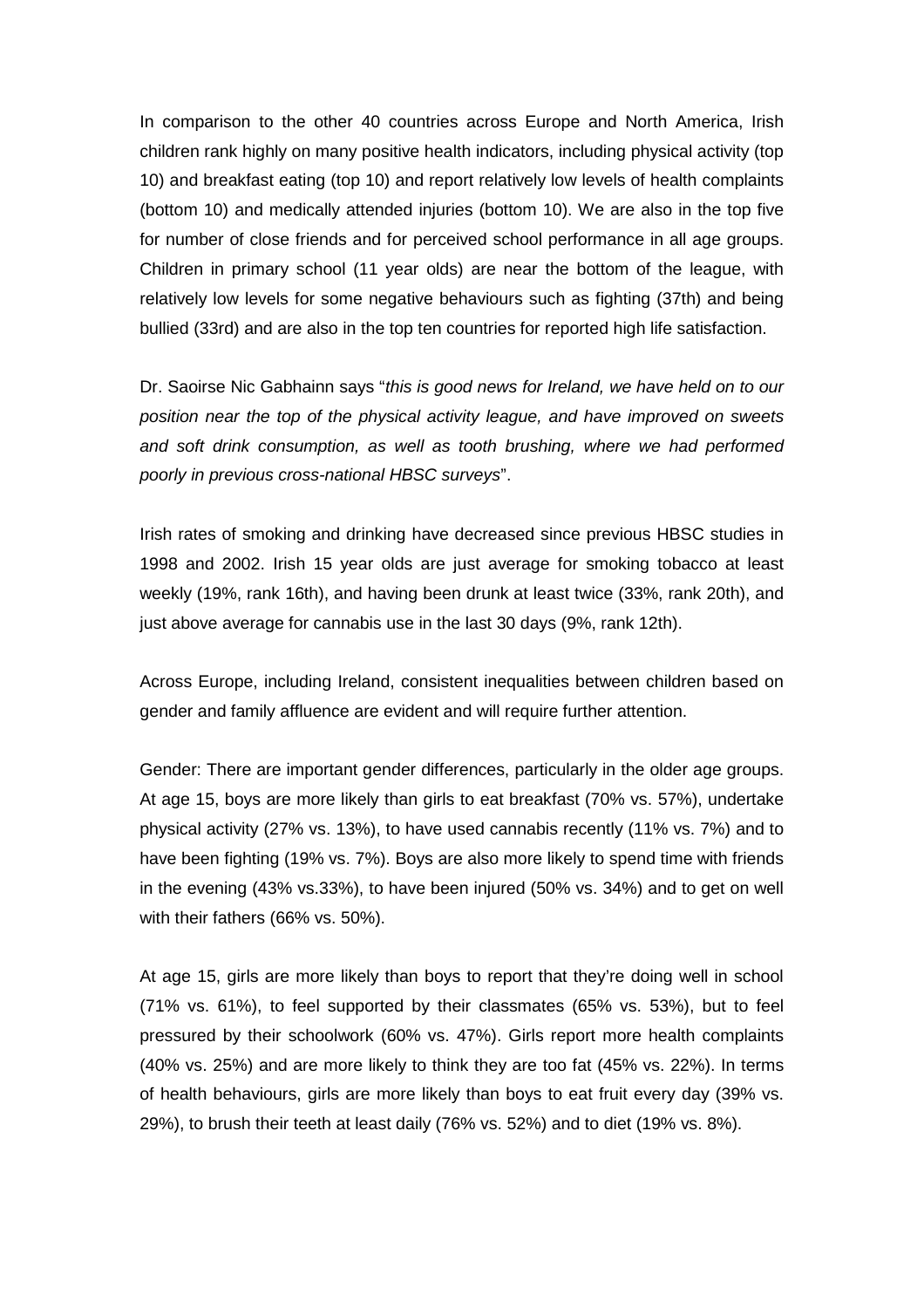In comparison to the other 40 countries across Europe and North America, Irish children rank highly on many positive health indicators, including physical activity (top 10) and breakfast eating (top 10) and report relatively low levels of health complaints (bottom 10) and medically attended injuries (bottom 10). We are also in the top five for number of close friends and for perceived school performance in all age groups. Children in primary school (11 year olds) are near the bottom of the league, with relatively low levels for some negative behaviours such as fighting (37th) and being bullied (33rd) and are also in the top ten countries for reported high life satisfaction.

Dr. Saoirse Nic Gabhainn says "*this is good news for Ireland, we have held on to our position near the top of the physical activity league, and have improved on sweets and soft drink consumption, as well as tooth brushing, where we had performed poorly in previous cross-national HBSC surveys*".

Irish rates of smoking and drinking have decreased since previous HBSC studies in 1998 and 2002. Irish 15 year olds are just average for smoking tobacco at least weekly (19%, rank 16th), and having been drunk at least twice (33%, rank 20th), and just above average for cannabis use in the last 30 days (9%, rank 12th).

Across Europe, including Ireland, consistent inequalities between children based on gender and family affluence are evident and will require further attention.

Gender: There are important gender differences, particularly in the older age groups. At age 15, boys are more likely than girls to eat breakfast (70% vs. 57%), undertake physical activity (27% vs. 13%), to have used cannabis recently (11% vs. 7%) and to have been fighting (19% vs. 7%). Boys are also more likely to spend time with friends in the evening (43% vs.33%), to have been injured (50% vs. 34%) and to get on well with their fathers (66% vs. 50%).

At age 15, girls are more likely than boys to report that they're doing well in school (71% vs. 61%), to feel supported by their classmates (65% vs. 53%), but to feel pressured by their schoolwork (60% vs. 47%). Girls report more health complaints (40% vs. 25%) and are more likely to think they are too fat (45% vs. 22%). In terms of health behaviours, girls are more likely than boys to eat fruit every day (39% vs. 29%), to brush their teeth at least daily (76% vs. 52%) and to diet (19% vs. 8%).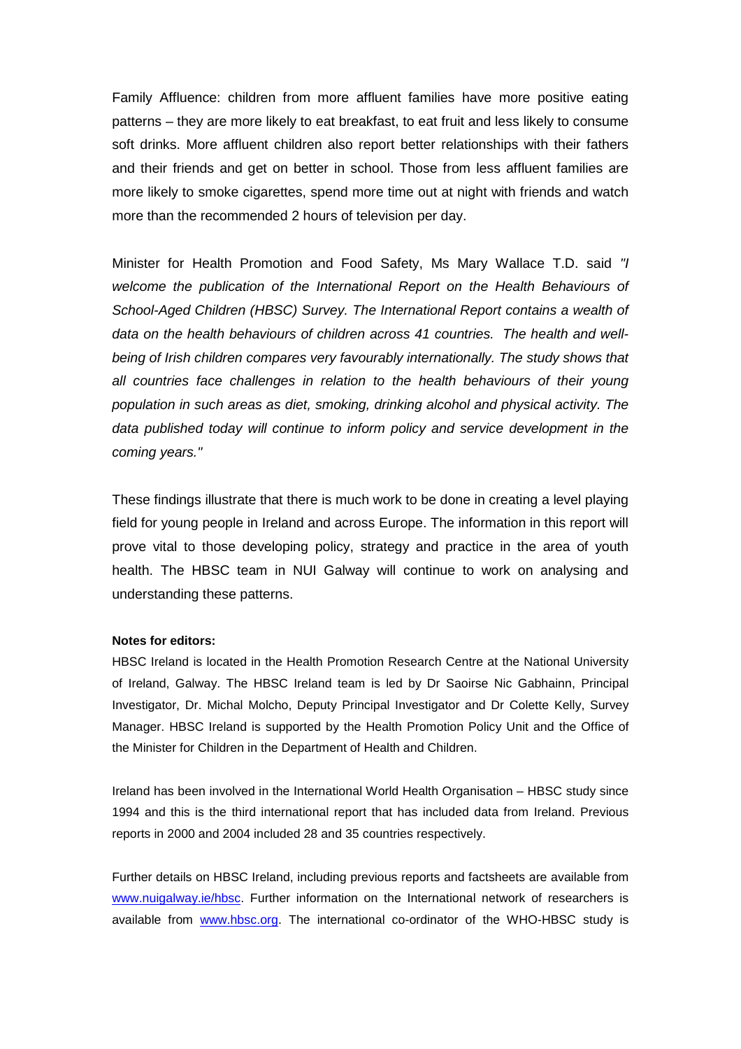Family Affluence: children from more affluent families have more positive eating patterns – they are more likely to eat breakfast, to eat fruit and less likely to consume soft drinks. More affluent children also report better relationships with their fathers and their friends and get on better in school. Those from less affluent families are more likely to smoke cigarettes, spend more time out at night with friends and watch more than the recommended 2 hours of television per day.

Minister for Health Promotion and Food Safety, Ms Mary Wallace T.D. said *"I welcome the publication of the International Report on the Health Behaviours of School-Aged Children (HBSC) Survey. The International Report contains a wealth of data on the health behaviours of children across 41 countries. The health and well-being of Irish children compares very favourably internationally. The study shows that all countries face challenges in relation to the health behaviours of their young population in such areas as diet, smoking, drinking alcohol and physical activity. The data published today will continue to inform policy and service development in the coming years."*

These findings illustrate that there is much work to be done in creating a level playing field for young people in Ireland and across Europe. The information in this report will prove vital to those developing policy, strategy and practice in the area of youth health. The HBSC team in NUI Galway will continue to work on analysing and understanding these patterns.

**Notes for editors:**

HBSC Ireland is located in the Health Promotion Research Centre at the National University of Ireland, Galway. The HBSC Ireland team is led by Dr Saoirse Nic Gabhainn, Principal Investigator, Dr. Michal Molcho, Deputy Principal Investigator and Dr Colette Kelly, Survey Manager. HBSC Ireland is supported by the Health Promotion Policy Unit and the Office of the Minister for Children in the Department of Health and Children.

Ireland has been involved in the International World Health Organisation – HBSC study since 1994 and this is the third international report that has included data from Ireland. Previous reports in 2000 and 2004 included 28 and 35 countries respectively.

Further details on HBSC Ireland, including previous reports and factsheets are available from [www.nuigalway.ie/hbsc](http://www.nuigalway.ie/hbsc). Further information on the International network of researchers is available from [www.hbsc.org](http://www.hbsc.org). The international co-ordinator of the WHO-HBSC study is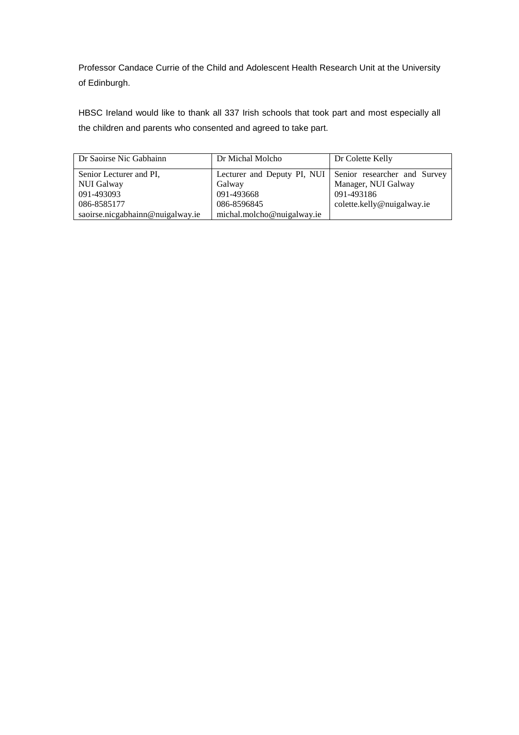Professor Candace Currie of the Child and Adolescent Health Research Unit at the University of Edinburgh.

HBSC Ireland would like to thank all 337 Irish schools that took part and most especially all the children and parents who consented and agreed to take part.

| Dr Saoirse Nic Gabhainn | Dr Michal Molcho | Dr Colette Kelly |
|---|---|---|
| Senior Lecturer and PI, NUI Galway 091-493093 086-8585177 saoirse.nicgabhainn@nuigalway.ie | Lecturer and Deputy PI, NUI Galway 091-493668 086-8596845 michal.molcho@nuigalway.ie | Senior researcher and Survey Manager, NUI Galway 091-493186 colette.kelly@nuigalway.ie |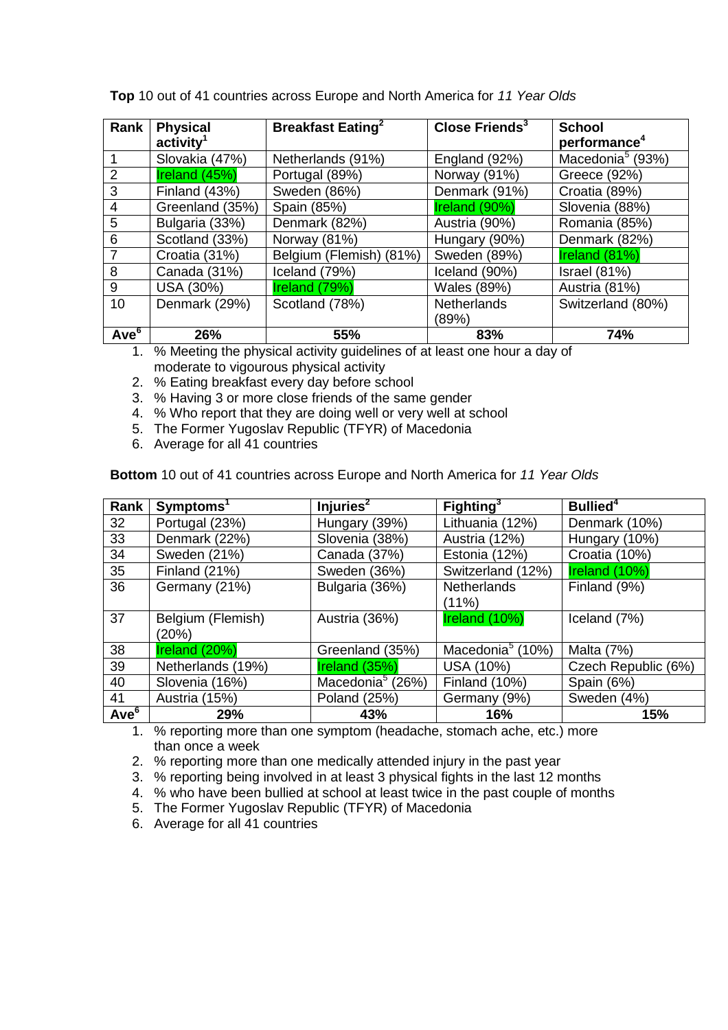**Top** 10 out of 41 countries across Europe and North America for *11 Year Olds*

| Rank | Physical activity[1] | Breakfast Eating[2] | Close Friends[3] | School performance[4] |
|---|---|---|---|---|
| 1 | Slovakia (47%) | Netherlands (91%) | England (92%) | Macedonia[5] (93%) |
| 2 | Ireland (45%) | Portugal (89%) | Norway (91%) | Greece (92%) |
| 3 | Finland (43%) | Sweden (86%) | Denmark (91%) | Croatia (89%) |
| 4 | Greenland (35%) | Spain (85%) | Ireland (90%) | Slovenia (88%) |
| 5 | Bulgaria (33%) | Denmark (82%) | Austria (90%) | Romania (85%) |
| 6 | Scotland (33%) | Norway (81%) | Hungary (90%) | Denmark (82%) |
| 7 | Croatia (31%) | Belgium (Flemish) (81%) | Sweden (89%) | Ireland (81%) |
| 8 | Canada (31%) | Iceland (79%) | Iceland (90%) | Israel (81%) |
| 9 | USA (30%) | Ireland (79%) | Wales (89%) | Austria (81%) |
| 10 | Denmark (29%) | Scotland (78%) | Netherlands (89%) | Switzerland (80%) |
| **Ave[6]** | **26%** | **55%** | **83%** | **74%** |

1. % Meeting the physical activity guidelines of at least one hour a day of moderate to vigourous physical activity
2. % Eating breakfast every day before school
3. % Having 3 or more close friends of the same gender
4. % Who report that they are doing well or very well at school
5. The Former Yugoslav Republic (TFYR) of Macedonia
6. Average for all 41 countries

**Bottom** 10 out of 41 countries across Europe and North America for *11 Year Olds*

| Rank | Symptoms[1] | Injuries[2] | Fighting[3] | Bullied[4] |
|---|---|---|---|---|
| 32 | Portugal (23%) | Hungary (39%) | Lithuania (12%) | Denmark (10%) |
| 33 | Denmark (22%) | Slovenia (38%) | Austria (12%) | Hungary (10%) |
| 34 | Sweden (21%) | Canada (37%) | Estonia (12%) | Croatia (10%) |
| 35 | Finland (21%) | Sweden (36%) | Switzerland (12%) | Ireland (10%) |
| 36 | Germany (21%) | Bulgaria (36%) | Netherlands (11%) | Finland (9%) |
| 37 | Belgium (Flemish) (20%) | Austria (36%) | Ireland (10%) | Iceland (7%) |
| 38 | Ireland (20%) | Greenland (35%) | Macedonia[5] (10%) | Malta (7%) |
| 39 | Netherlands (19%) | Ireland (35%) | USA (10%) | Czech Republic (6%) |
| 40 | Slovenia (16%) | Macedonia[5] (26%) | Finland (10%) | Spain (6%) |
| 41 | Austria (15%) | Poland (25%) | Germany (9%) | Sweden (4%) |
| **Ave[6]** | **29%** | **43%** | **16%** | **15%** |

1. % reporting more than one symptom (headache, stomach ache, etc.) more than once a week
2. % reporting more than one medically attended injury in the past year
3. % reporting being involved in at least 3 physical fights in the last 12 months
4. % who have been bullied at school at least twice in the past couple of months
5. The Former Yugoslav Republic (TFYR) of Macedonia
6. Average for all 41 countries